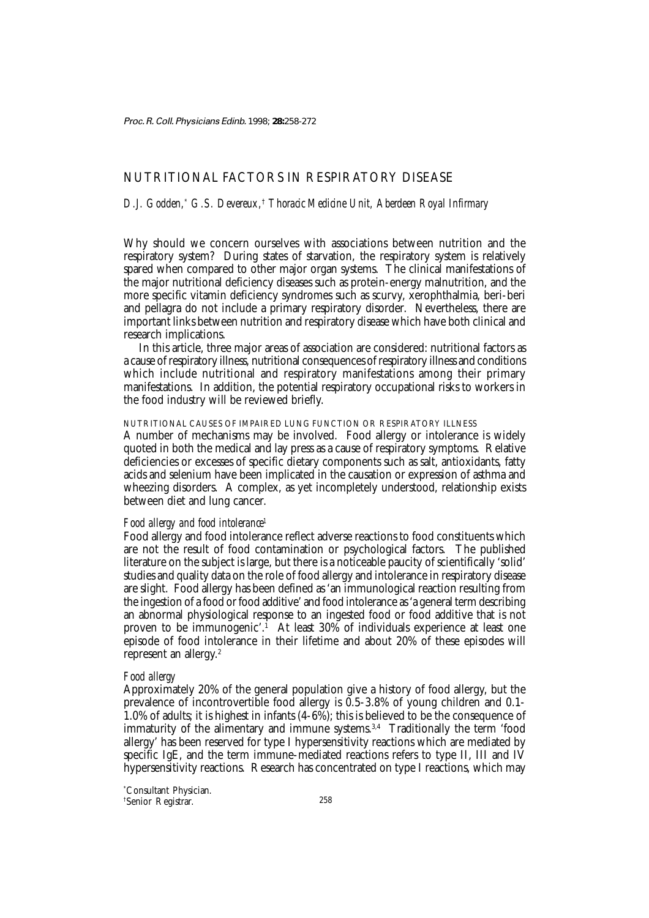# NUTRITIONAL FACTORS IN RESPIRATORY DISEASE

*D.J. Godden,[\*] G.S. Devereux,[†] Thoracic Medicine Unit, Aberdeen Royal Infirmary*

Why should we concern ourselves with associations between nutrition and the respiratory system? During states of starvation, the respiratory system is relatively spared when compared to other major organ systems. The clinical manifestations of the major nutritional deficiency diseases such as protein-energy malnutrition, and the more specific vitamin deficiency syndromes such as scurvy, xerophthalmia, beri-beri and pellagra do not include a primary respiratory disorder. Nevertheless, there are important links between nutrition and respiratory disease which have both clinical and research implications.

In this article, three major areas of association are considered: nutritional factors as a cause of respiratory illness, nutritional consequences of respiratory illness and conditions which include nutritional and respiratory manifestations among their primary manifestations. In addition, the potential respiratory occupational risks to workers in the food industry will be reviewed briefly.

## NUTRITIONAL CAUSES OF IMPAIRED LUNG FUNCTION OR RESPIRATORY ILLNESS

A number of mechanisms may be involved. Food allergy or intolerance is widely quoted in both the medical and lay press as a cause of respiratory symptoms. Relative deficiencies or excesses of specific dietary components such as salt, antioxidants, fatty acids and selenium have been implicated in the causation or expression of asthma and wheezing disorders. A complex, as yet incompletely understood, relationship exists between diet and lung cancer.

### *Food allergy and food intolerance*[1]

Food allergy and food intolerance reflect adverse reactions to food constituents which are not the result of food contamination or psychological factors. The published literature on the subject is large, but there is a noticeable paucity of scientifically 'solid' studies and quality data on the role of food allergy and intolerance in respiratory disease are slight. Food allergy has been defined as 'an immunological reaction resulting from the ingestion of a food or food additive' and food intolerance as 'a general term describing an abnormal physiological response to an ingested food or food additive that is not proven to be immunogenic'.[1] At least 30% of individuals experience at least one episode of food intolerance in their lifetime and about 20% of these episodes will represent an allergy.[2]

### *Food allergy*

Approximately 20% of the general population give a history of food allergy, but the prevalence of incontrovertible food allergy is 0.5-3.8% of young children and 0.1-1.0% of adults; it is highest in infants (4-6%); this is believed to be the consequence of immaturity of the alimentary and immune systems.[3,4] Traditionally the term 'food allergy' has been reserved for type I hypersensitivity reactions which are mediated by specific IgE, and the term immune-mediated reactions refers to type II, III and IV hypersensitivity reactions. Research has concentrated on type I reactions, which may

[\*]Consultant Physician.
[†]Senior Registrar.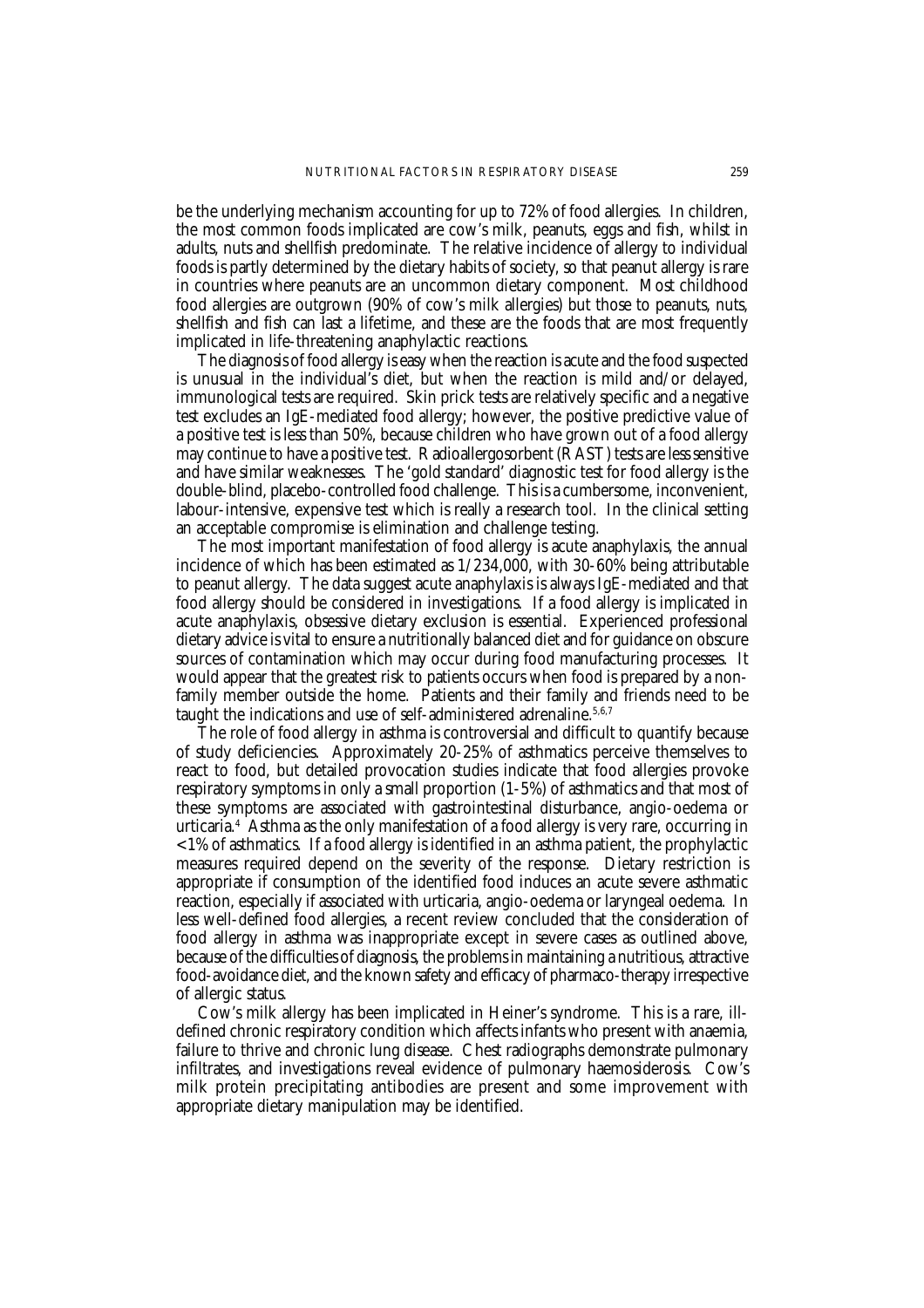be the underlying mechanism accounting for up to 72% of food allergies. In children, the most common foods implicated are cow's milk, peanuts, eggs and fish, whilst in adults, nuts and shellfish predominate. The relative incidence of allergy to individual foods is partly determined by the dietary habits of society, so that peanut allergy is rare in countries where peanuts are an uncommon dietary component. Most childhood food allergies are outgrown (90% of cow's milk allergies) but those to peanuts, nuts, shellfish and fish can last a lifetime, and these are the foods that are most frequently implicated in life-threatening anaphylactic reactions.

The diagnosis of food allergy is easy when the reaction is acute and the food suspected is unusual in the individual's diet, but when the reaction is mild and/or delayed, immunological tests are required. Skin prick tests are relatively specific and a negative test excludes an IgE-mediated food allergy; however, the positive predictive value of a positive test is less than 50%, because children who have grown out of a food allergy may continue to have a positive test. Radioallergosorbent (RAST) tests are less sensitive and have similar weaknesses. The 'gold standard' diagnostic test for food allergy is the double-blind, placebo-controlled food challenge. This is a cumbersome, inconvenient, labour-intensive, expensive test which is really a research tool. In the clinical setting an acceptable compromise is elimination and challenge testing.

The most important manifestation of food allergy is acute anaphylaxis, the annual incidence of which has been estimated as 1/234,000, with 30-60% being attributable to peanut allergy. The data suggest acute anaphylaxis is always IgE-mediated and that food allergy should be considered in investigations. If a food allergy is implicated in acute anaphylaxis, obsessive dietary exclusion is essential. Experienced professional dietary advice is vital to ensure a nutritionally balanced diet and for guidance on obscure sources of contamination which may occur during food manufacturing processes. It would appear that the greatest risk to patients occurs when food is prepared by a non-family member outside the home. Patients and their family and friends need to be taught the indications and use of self-administered adrenaline.[5,6,7]

The role of food allergy in asthma is controversial and difficult to quantify because of study deficiencies. Approximately 20-25% of asthmatics perceive themselves to react to food, but detailed provocation studies indicate that food allergies provoke respiratory symptoms in only a small proportion (1-5%) of asthmatics and that most of these symptoms are associated with gastrointestinal disturbance, angio-oedema or urticaria.[4] Asthma as the only manifestation of a food allergy is very rare, occurring in <1% of asthmatics. If a food allergy is identified in an asthma patient, the prophylactic measures required depend on the severity of the response. Dietary restriction is appropriate if consumption of the identified food induces an acute severe asthmatic reaction, especially if associated with urticaria, angio-oedema or laryngeal oedema. In less well-defined food allergies, a recent review concluded that the consideration of food allergy in asthma was inappropriate except in severe cases as outlined above, because of the difficulties of diagnosis, the problems in maintaining a nutritious, attractive food-avoidance diet, and the known safety and efficacy of pharmaco-therapy irrespective of allergic status.

Cow's milk allergy has been implicated in Heiner's syndrome. This is a rare, ill-defined chronic respiratory condition which affects infants who present with anaemia, failure to thrive and chronic lung disease. Chest radiographs demonstrate pulmonary infiltrates, and investigations reveal evidence of pulmonary haemosiderosis. Cow's milk protein precipitating antibodies are present and some improvement with appropriate dietary manipulation may be identified.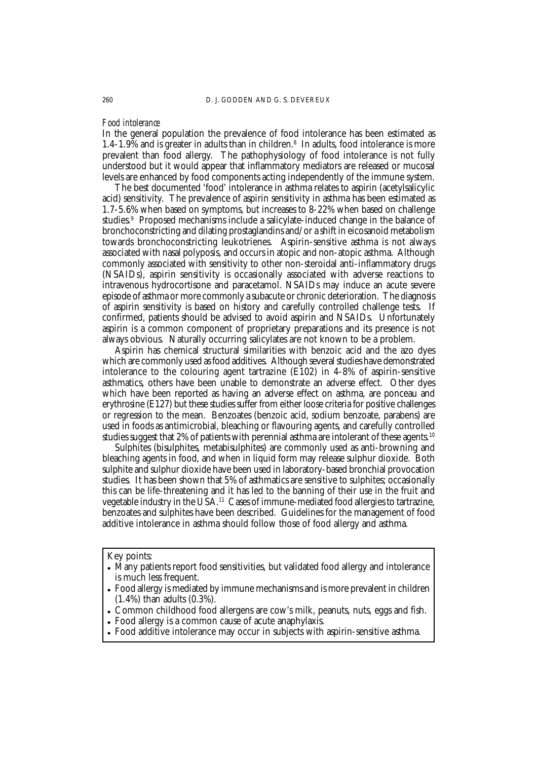### *Food intolerance*

In the general population the prevalence of food intolerance has been estimated as 1.4–1.9% and is greater in adults than in children.[8] In adults, food intolerance is more prevalent than food allergy. The pathophysiology of food intolerance is not fully understood but it would appear that inflammatory mediators are released or mucosal levels are enhanced by food components acting independently of the immune system.

The best documented 'food' intolerance in asthma relates to aspirin (acetylsalicylic acid) sensitivity. The prevalence of aspirin sensitivity in asthma has been estimated as 1.7–5.6% when based on symptoms, but increases to 8–22% when based on challenge studies.[9] Proposed mechanisms include a salicylate-induced change in the balance of bronchoconstricting and dilating prostaglandins and/or a shift in eicosanoid metabolism towards bronchoconstricting leukotrienes. Aspirin-sensitive asthma is not always associated with nasal polyposis, and occurs in atopic and non-atopic asthma. Although commonly associated with sensitivity to other non-steroidal anti-inflammatory drugs (NSAIDs), aspirin sensitivity is occasionally associated with adverse reactions to intravenous hydrocortisone and paracetamol. NSAIDs may induce an acute severe episode of asthma or more commonly a subacute or chronic deterioration. The diagnosis of aspirin sensitivity is based on history and carefully controlled challenge tests. If confirmed, patients should be advised to avoid aspirin and NSAIDs. Unfortunately aspirin is a common component of proprietary preparations and its presence is not always obvious. Naturally occurring salicylates are not known to be a problem.

Aspirin has chemical structural similarities with benzoic acid and the azo dyes which are commonly used as food additives. Although several studies have demonstrated intolerance to the colouring agent tartrazine (E102) in 4–8% of aspirin-sensitive asthmatics, others have been unable to demonstrate an adverse effect. Other dyes which have been reported as having an adverse effect on asthma, are ponceau and erythrosine (E127) but these studies suffer from either loose criteria for positive challenges or regression to the mean. Benzoates (benzoic acid, sodium benzoate, parabens) are used in foods as antimicrobial, bleaching or flavouring agents, and carefully controlled studies suggest that 2% of patients with perennial asthma are intolerant of these agents.[10]

Sulphites (bisulphites, metabisulphites) are commonly used as anti-browning and bleaching agents in food, and when in liquid form may release sulphur dioxide. Both sulphite and sulphur dioxide have been used in laboratory-based bronchial provocation studies. It has been shown that 5% of asthmatics are sensitive to sulphites; occasionally this can be life-threatening and it has led to the banning of their use in the fruit and vegetable industry in the USA.[11] Cases of immune-mediated food allergies to tartrazine, benzoates and sulphites have been described. Guidelines for the management of food additive intolerance in asthma should follow those of food allergy and asthma.

Key points:

- Many patients report food sensitivities, but validated food allergy and intolerance is much less frequent.
- Food allergy is mediated by immune mechanisms and is more prevalent in children (1.4%) than adults (0.3%).
- Common childhood food allergens are cow's milk, peanuts, nuts, eggs and fish.
- Food allergy is a common cause of acute anaphylaxis.
- Food additive intolerance may occur in subjects with aspirin-sensitive asthma.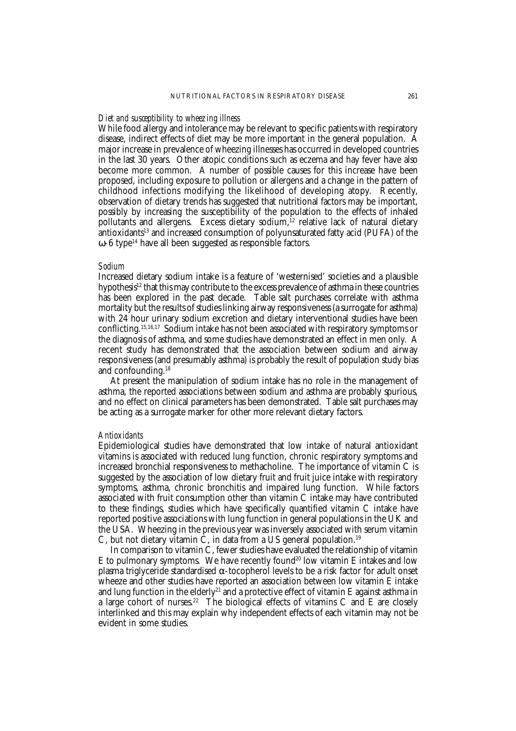### *Diet and susceptibility to wheezing illness*

While food allergy and intolerance may be relevant to specific patients with respiratory disease, indirect effects of diet may be more important in the general population. A major increase in prevalence of wheezing illnesses has occurred in developed countries in the last 30 years. Other atopic conditions such as eczema and hay fever have also become more common. A number of possible causes for this increase have been proposed, including exposure to pollution or allergens and a change in the pattern of childhood infections modifying the likelihood of developing atopy. Recently, observation of dietary trends has suggested that nutritional factors may be important, possibly by increasing the susceptibility of the population to the effects of inhaled pollutants and allergens. Excess dietary sodium,[12] relative lack of natural dietary antioxidants[13] and increased consumption of polyunsaturated fatty acid (PUFA) of the ω-6 type[14] have all been suggested as responsible factors.

### *Sodium*

Increased dietary sodium intake is a feature of 'westernised' societies and a plausible hypothesis[12] that this may contribute to the excess prevalence of asthma in these countries has been explored in the past decade. Table salt purchases correlate with asthma mortality but the results of studies linking airway responsiveness (a surrogate for asthma) with 24 hour urinary sodium excretion and dietary interventional studies have been conflicting.[15,16,17] Sodium intake has not been associated with respiratory symptoms or the diagnosis of asthma, and some studies have demonstrated an effect in men only. A recent study has demonstrated that the association between sodium and airway responsiveness (and presumably asthma) is probably the result of population study bias and confounding.[18]

At present the manipulation of sodium intake has no role in the management of asthma, the reported associations between sodium and asthma are probably spurious, and no effect on clinical parameters has been demonstrated. Table salt purchases may be acting as a surrogate marker for other more relevant dietary factors.

### *Antioxidants*

Epidemiological studies have demonstrated that low intake of natural antioxidant vitamins is associated with reduced lung function, chronic respiratory symptoms and increased bronchial responsiveness to methacholine. The importance of vitamin C is suggested by the association of low dietary fruit and fruit juice intake with respiratory symptoms, asthma, chronic bronchitis and impaired lung function. While factors associated with fruit consumption other than vitamin C intake may have contributed to these findings, studies which have specifically quantified vitamin C intake have reported positive associations with lung function in general populations in the UK and the USA. Wheezing in the previous year was inversely associated with serum vitamin C, but not dietary vitamin C, in data from a US general population.[19]

In comparison to vitamin C, fewer studies have evaluated the relationship of vitamin E to pulmonary symptoms. We have recently found[20] low vitamin E intakes and low plasma triglyceride standardised α-tocopherol levels to be a risk factor for adult onset wheeze and other studies have reported an association between low vitamin E intake and lung function in the elderly[21] and a protective effect of vitamin E against asthma in a large cohort of nurses.[22] The biological effects of vitamins C and E are closely interlinked and this may explain why independent effects of each vitamin may not be evident in some studies.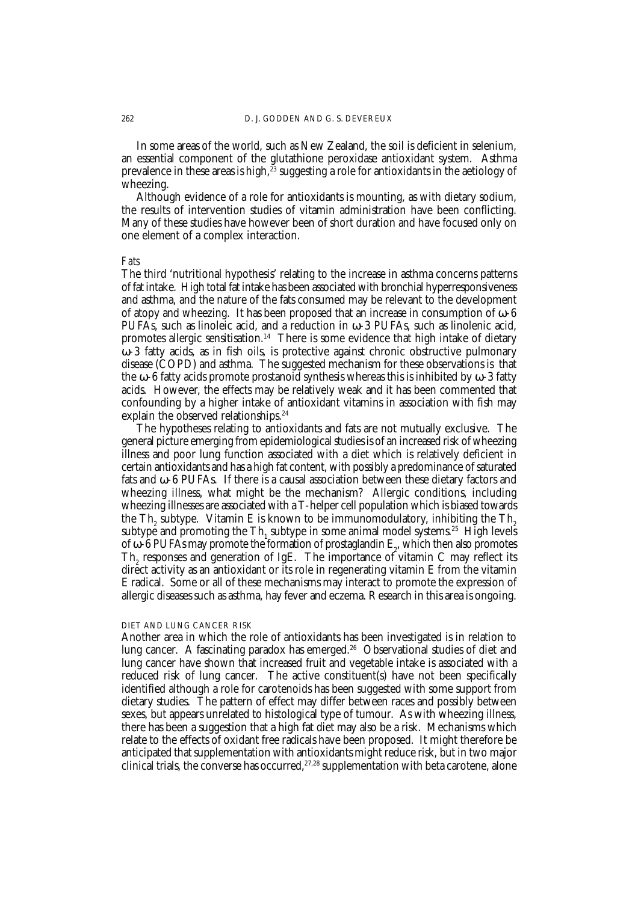In some areas of the world, such as New Zealand, the soil is deficient in selenium, an essential component of the glutathione peroxidase antioxidant system. Asthma prevalence in these areas is high,[23] suggesting a role for antioxidants in the aetiology of wheezing.

Although evidence of a role for antioxidants is mounting, as with dietary sodium, the results of intervention studies of vitamin administration have been conflicting. Many of these studies have however been of short duration and have focused only on one element of a complex interaction.

*Fats*

The third 'nutritional hypothesis' relating to the increase in asthma concerns patterns of fat intake. High total fat intake has been associated with bronchial hyperresponsiveness and asthma, and the nature of the fats consumed may be relevant to the development of atopy and wheezing. It has been proposed that an increase in consumption of ω-6 PUFAs, such as linoleic acid, and a reduction in ω-3 PUFAs, such as linolenic acid, promotes allergic sensitisation.[14] There is some evidence that high intake of dietary ω-3 fatty acids, as in fish oils, is protective against chronic obstructive pulmonary disease (COPD) and asthma. The suggested mechanism for these observations is that the ω-6 fatty acids promote prostanoid synthesis whereas this is inhibited by ω-3 fatty acids. However, the effects may be relatively weak and it has been commented that confounding by a higher intake of antioxidant vitamins in association with fish may explain the observed relationships.[24]

The hypotheses relating to antioxidants and fats are not mutually exclusive. The general picture emerging from epidemiological studies is of an increased risk of wheezing illness and poor lung function associated with a diet which is relatively deficient in certain antioxidants and has a high fat content, with possibly a predominance of saturated fats and ω-6 PUFAs. If there is a causal association between these dietary factors and wheezing illness, what might be the mechanism? Allergic conditions, including wheezing illnesses are associated with a T-helper cell population which is biased towards the $Th_2$ subtype. Vitamin E is known to be immunomodulatory, inhibiting the $Th_2$ subtype and promoting the $Th_1$ subtype in some animal model systems.[25] High levels of ω-6 PUFAs may promote the formation of prostaglandin $E_2$, which then also promotes $Th_2$ responses and generation of IgE. The importance of vitamin C may reflect its direct activity as an antioxidant or its role in regenerating vitamin E from the vitamin E radical. Some or all of these mechanisms may interact to promote the expression of allergic diseases such as asthma, hay fever and eczema. Research in this area is ongoing.

### DIET AND LUNG CANCER RISK

Another area in which the role of antioxidants has been investigated is in relation to lung cancer. A fascinating paradox has emerged.[26] Observational studies of diet and lung cancer have shown that increased fruit and vegetable intake is associated with a reduced risk of lung cancer. The active constituent(s) have not been specifically identified although a role for carotenoids has been suggested with some support from dietary studies. The pattern of effect may differ between races and possibly between sexes, but appears unrelated to histological type of tumour. As with wheezing illness, there has been a suggestion that a high fat diet may also be a risk. Mechanisms which relate to the effects of oxidant free radicals have been proposed. It might therefore be anticipated that supplementation with antioxidants might reduce risk, but in two major clinical trials, the converse has occurred,[27,28] supplementation with beta carotene, alone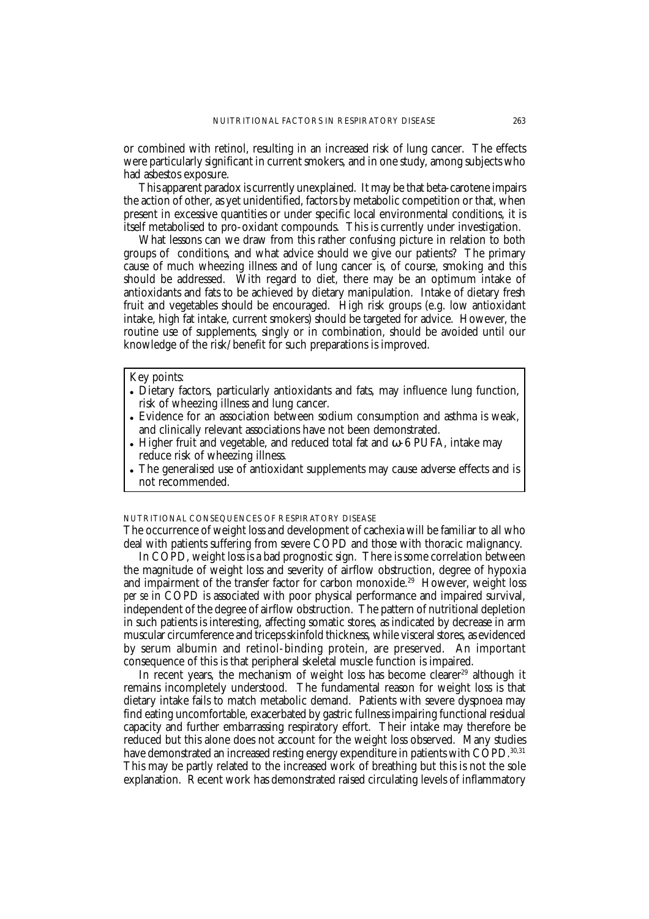or combined with retinol, resulting in an increased risk of lung cancer. The effects were particularly significant in current smokers, and in one study, among subjects who had asbestos exposure.

This apparent paradox is currently unexplained. It may be that beta-carotene impairs the action of other, as yet unidentified, factors by metabolic competition or that, when present in excessive quantities or under specific local environmental conditions, it is itself metabolised to pro-oxidant compounds. This is currently under investigation.

What lessons can we draw from this rather confusing picture in relation to both groups of conditions, and what advice should we give our patients? The primary cause of much wheezing illness and of lung cancer is, of course, smoking and this should be addressed. With regard to diet, there may be an optimum intake of antioxidants and fats to be achieved by dietary manipulation. Intake of dietary fresh fruit and vegetables should be encouraged. High risk groups (e.g. low antioxidant intake, high fat intake, current smokers) should be targeted for advice. However, the routine use of supplements, singly or in combination, should be avoided until our knowledge of the risk/benefit for such preparations is improved.

Key points:

- Dietary factors, particularly antioxidants and fats, may influence lung function, risk of wheezing illness and lung cancer.
- Evidence for an association between sodium consumption and asthma is weak, and clinically relevant associations have not been demonstrated.
- Higher fruit and vegetable, and reduced total fat and ω-6 PUFA, intake may reduce risk of wheezing illness.
- The generalised use of antioxidant supplements may cause adverse effects and is not recommended.

## NUTRITIONAL CONSEQUENCES OF RESPIRATORY DISEASE

The occurrence of weight loss and development of cachexia will be familiar to all who deal with patients suffering from severe COPD and those with thoracic malignancy.

In COPD, weight loss is a bad prognostic sign. There is some correlation between the magnitude of weight loss and severity of airflow obstruction, degree of hypoxia and impairment of the transfer factor for carbon monoxide.[29] However, weight loss *per se* in COPD is associated with poor physical performance and impaired survival, independent of the degree of airflow obstruction. The pattern of nutritional depletion in such patients is interesting, affecting somatic stores, as indicated by decrease in arm muscular circumference and triceps skinfold thickness, while visceral stores, as evidenced by serum albumin and retinol-binding protein, are preserved. An important consequence of this is that peripheral skeletal muscle function is impaired.

In recent years, the mechanism of weight loss has become clearer[29] although it remains incompletely understood. The fundamental reason for weight loss is that dietary intake fails to match metabolic demand. Patients with severe dyspnoea may find eating uncomfortable, exacerbated by gastric fullness impairing functional residual capacity and further embarrassing respiratory effort. Their intake may therefore be reduced but this alone does not account for the weight loss observed. Many studies have demonstrated an increased resting energy expenditure in patients with COPD.[30,31] This may be partly related to the increased work of breathing but this is not the sole explanation. Recent work has demonstrated raised circulating levels of inflammatory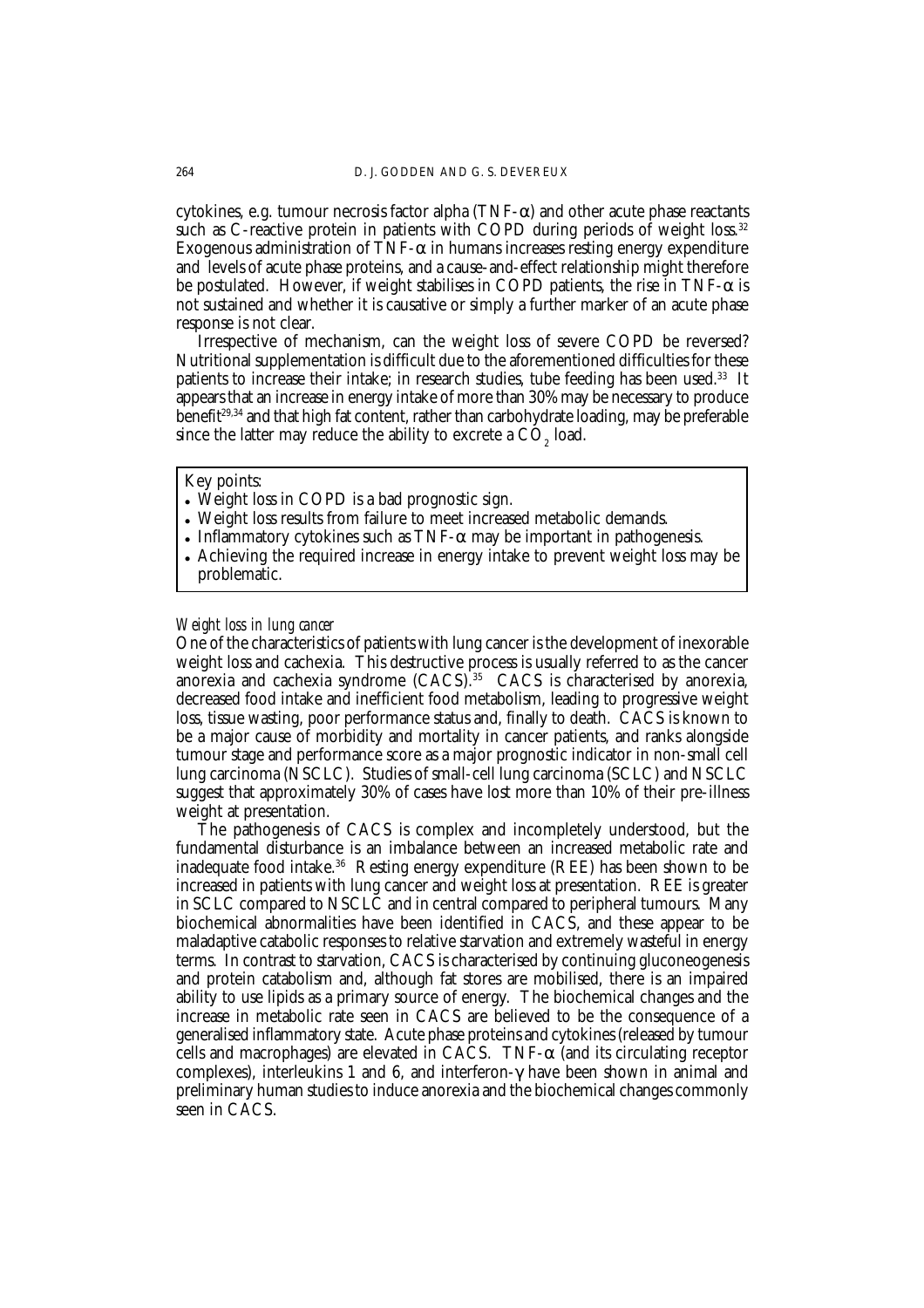cytokines, e.g. tumour necrosis factor alpha (TNF-α) and other acute phase reactants such as C-reactive protein in patients with COPD during periods of weight loss.[32] Exogenous administration of TNF-α in humans increases resting energy expenditure and levels of acute phase proteins, and a cause-and-effect relationship might therefore be postulated. However, if weight stabilises in COPD patients, the rise in TNF-α is not sustained and whether it is causative or simply a further marker of an acute phase response is not clear.

Irrespective of mechanism, can the weight loss of severe COPD be reversed? Nutritional supplementation is difficult due to the aforementioned difficulties for these patients to increase their intake; in research studies, tube feeding has been used.[33] It appears that an increase in energy intake of more than 30% may be necessary to produce benefit[29,34] and that high fat content, rather than carbohydrate loading, may be preferable since the latter may reduce the ability to excrete a $CO_2$ load.

> Key points:
> - Weight loss in COPD is a bad prognostic sign.
> - Weight loss results from failure to meet increased metabolic demands.
> - Inflammatory cytokines such as TNF-α may be important in pathogenesis.
> - Achieving the required increase in energy intake to prevent weight loss may be problematic.

*Weight loss in lung cancer*

One of the characteristics of patients with lung cancer is the development of inexorable weight loss and cachexia. This destructive process is usually referred to as the cancer anorexia and cachexia syndrome (CACS).[35] CACS is characterised by anorexia, decreased food intake and inefficient food metabolism, leading to progressive weight loss, tissue wasting, poor performance status and, finally to death. CACS is known to be a major cause of morbidity and mortality in cancer patients, and ranks alongside tumour stage and performance score as a major prognostic indicator in non-small cell lung carcinoma (NSCLC). Studies of small-cell lung carcinoma (SCLC) and NSCLC suggest that approximately 30% of cases have lost more than 10% of their pre-illness weight at presentation.

The pathogenesis of CACS is complex and incompletely understood, but the fundamental disturbance is an imbalance between an increased metabolic rate and inadequate food intake.[36] Resting energy expenditure (REE) has been shown to be increased in patients with lung cancer and weight loss at presentation. REE is greater in SCLC compared to NSCLC and in central compared to peripheral tumours. Many biochemical abnormalities have been identified in CACS, and these appear to be maladaptive catabolic responses to relative starvation and extremely wasteful in energy terms. In contrast to starvation, CACS is characterised by continuing gluconeogenesis and protein catabolism and, although fat stores are mobilised, there is an impaired ability to use lipids as a primary source of energy. The biochemical changes and the increase in metabolic rate seen in CACS are believed to be the consequence of a generalised inflammatory state. Acute phase proteins and cytokines (released by tumour cells and macrophages) are elevated in CACS. TNF-α (and its circulating receptor complexes), interleukins 1 and 6, and interferon-γ have been shown in animal and preliminary human studies to induce anorexia and the biochemical changes commonly seen in CACS.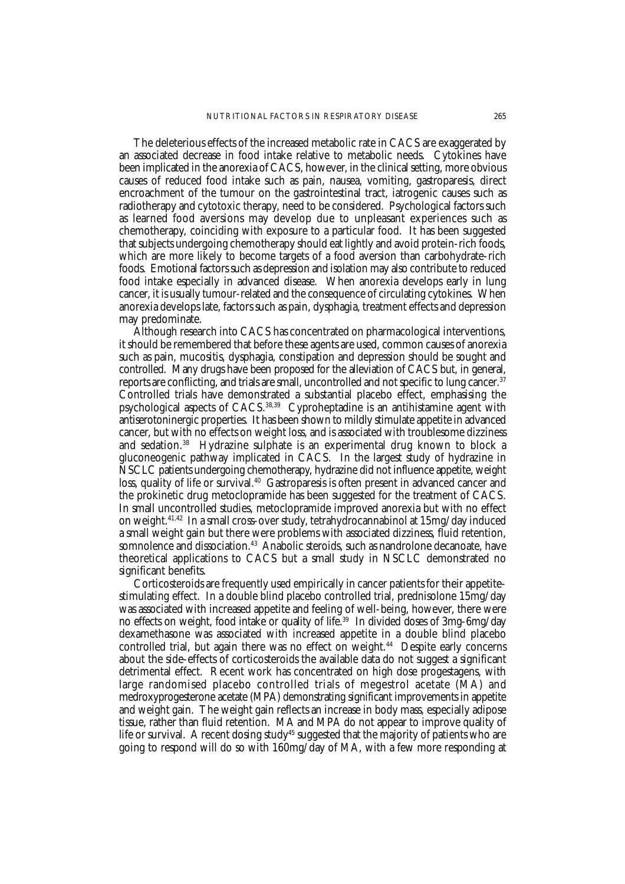The deleterious effects of the increased metabolic rate in CACS are exaggerated by an associated decrease in food intake relative to metabolic needs. Cytokines have been implicated in the anorexia of CACS, however, in the clinical setting, more obvious causes of reduced food intake such as pain, nausea, vomiting, gastroparesis, direct encroachment of the tumour on the gastrointestinal tract, iatrogenic causes such as radiotherapy and cytotoxic therapy, need to be considered. Psychological factors such as learned food aversions may develop due to unpleasant experiences such as chemotherapy, coinciding with exposure to a particular food. It has been suggested that subjects undergoing chemotherapy should eat lightly and avoid protein-rich foods, which are more likely to become targets of a food aversion than carbohydrate-rich foods. Emotional factors such as depression and isolation may also contribute to reduced food intake especially in advanced disease. When anorexia develops early in lung cancer, it is usually tumour-related and the consequence of circulating cytokines. When anorexia develops late, factors such as pain, dysphagia, treatment effects and depression may predominate.

Although research into CACS has concentrated on pharmacological interventions, it should be remembered that before these agents are used, common causes of anorexia such as pain, mucositis, dysphagia, constipation and depression should be sought and controlled. Many drugs have been proposed for the alleviation of CACS but, in general, reports are conflicting, and trials are small, uncontrolled and not specific to lung cancer.[37] Controlled trials have demonstrated a substantial placebo effect, emphasising the psychological aspects of CACS.[38,39] Cyproheptadine is an antihistamine agent with antiserotoninergic properties. It has been shown to mildly stimulate appetite in advanced cancer, but with no effects on weight loss, and is associated with troublesome dizziness and sedation.[38] Hydrazine sulphate is an experimental drug known to block a gluconeogenic pathway implicated in CACS. In the largest study of hydrazine in NSCLC patients undergoing chemotherapy, hydrazine did not influence appetite, weight loss, quality of life or survival.[40] Gastroparesis is often present in advanced cancer and the prokinetic drug metoclopramide has been suggested for the treatment of CACS. In small uncontrolled studies, metoclopramide improved anorexia but with no effect on weight.[41,42] In a small cross-over study, tetrahydrocannabinol at 15mg/day induced a small weight gain but there were problems with associated dizziness, fluid retention, somnolence and dissociation.[43] Anabolic steroids, such as nandrolone decanoate, have theoretical applications to CACS but a small study in NSCLC demonstrated no significant benefits.

Corticosteroids are frequently used empirically in cancer patients for their appetite-stimulating effect. In a double blind placebo controlled trial, prednisolone 15mg/day was associated with increased appetite and feeling of well-being, however, there were no effects on weight, food intake or quality of life.[39] In divided doses of 3mg-6mg/day dexamethasone was associated with increased appetite in a double blind placebo controlled trial, but again there was no effect on weight.[44] Despite early concerns about the side-effects of corticosteroids the available data do not suggest a significant detrimental effect. Recent work has concentrated on high dose progestagens, with large randomised placebo controlled trials of megestrol acetate (MA) and medroxyprogesterone acetate (MPA) demonstrating significant improvements in appetite and weight gain. The weight gain reflects an increase in body mass, especially adipose tissue, rather than fluid retention. MA and MPA do not appear to improve quality of life or survival. A recent dosing study[45] suggested that the majority of patients who are going to respond will do so with 160mg/day of MA, with a few more responding at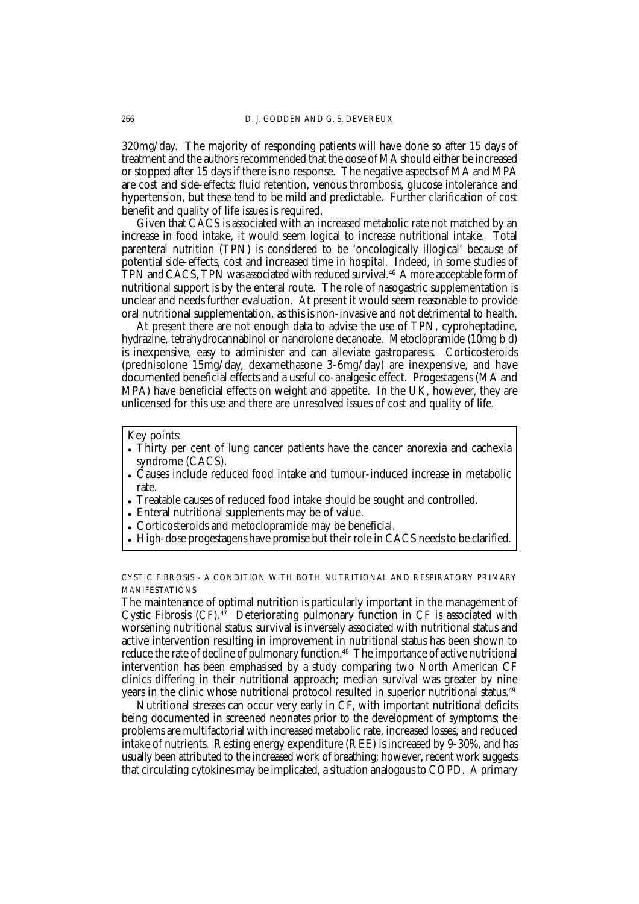320mg/day. The majority of responding patients will have done so after 15 days of treatment and the authors recommended that the dose of MA should either be increased or stopped after 15 days if there is no response. The negative aspects of MA and MPA are cost and side-effects: fluid retention, venous thrombosis, glucose intolerance and hypertension, but these tend to be mild and predictable. Further clarification of cost benefit and quality of life issues is required.

Given that CACS is associated with an increased metabolic rate not matched by an increase in food intake, it would seem logical to increase nutritional intake. Total parenteral nutrition (TPN) is considered to be 'oncologically illogical' because of potential side-effects, cost and increased time in hospital. Indeed, in some studies of TPN and CACS, TPN was associated with reduced survival.[46] A more acceptable form of nutritional support is by the enteral route. The role of nasogastric supplementation is unclear and needs further evaluation. At present it would seem reasonable to provide oral nutritional supplementation, as this is non-invasive and not detrimental to health.

At present there are not enough data to advise the use of TPN, cyproheptadine, hydrazine, tetrahydrocannabinol or nandrolone decanoate. Metoclopramide (10mg b d) is inexpensive, easy to administer and can alleviate gastroparesis. Corticosteroids (prednisolone 15mg/day, dexamethasone 3-6mg/day) are inexpensive, and have documented beneficial effects and a useful co-analgesic effect. Progestagens (MA and MPA) have beneficial effects on weight and appetite. In the UK, however, they are unlicensed for this use and there are unresolved issues of cost and quality of life.

Key points:

- Thirty per cent of lung cancer patients have the cancer anorexia and cachexia syndrome (CACS).
- Causes include reduced food intake and tumour-induced increase in metabolic rate.
- Treatable causes of reduced food intake should be sought and controlled.
- Enteral nutritional supplements may be of value.
- Corticosteroids and metoclopramide may be beneficial.
- High-dose progestagens have promise but their role in CACS needs to be clarified.

## CYSTIC FIBROSIS - A CONDITION WITH BOTH NUTRITIONAL AND RESPIRATORY PRIMARY MANIFESTATIONS

The maintenance of optimal nutrition is particularly important in the management of Cystic Fibrosis (CF).[47] Deteriorating pulmonary function in CF is associated with worsening nutritional status; survival is inversely associated with nutritional status and active intervention resulting in improvement in nutritional status has been shown to reduce the rate of decline of pulmonary function.[48] The importance of active nutritional intervention has been emphasised by a study comparing two North American CF clinics differing in their nutritional approach; median survival was greater by nine years in the clinic whose nutritional protocol resulted in superior nutritional status.[49]

Nutritional stresses can occur very early in CF, with important nutritional deficits being documented in screened neonates prior to the development of symptoms; the problems are multifactorial with increased metabolic rate, increased losses, and reduced intake of nutrients. Resting energy expenditure (REE) is increased by 9-30%, and has usually been attributed to the increased work of breathing; however, recent work suggests that circulating cytokines may be implicated, a situation analogous to COPD. A primary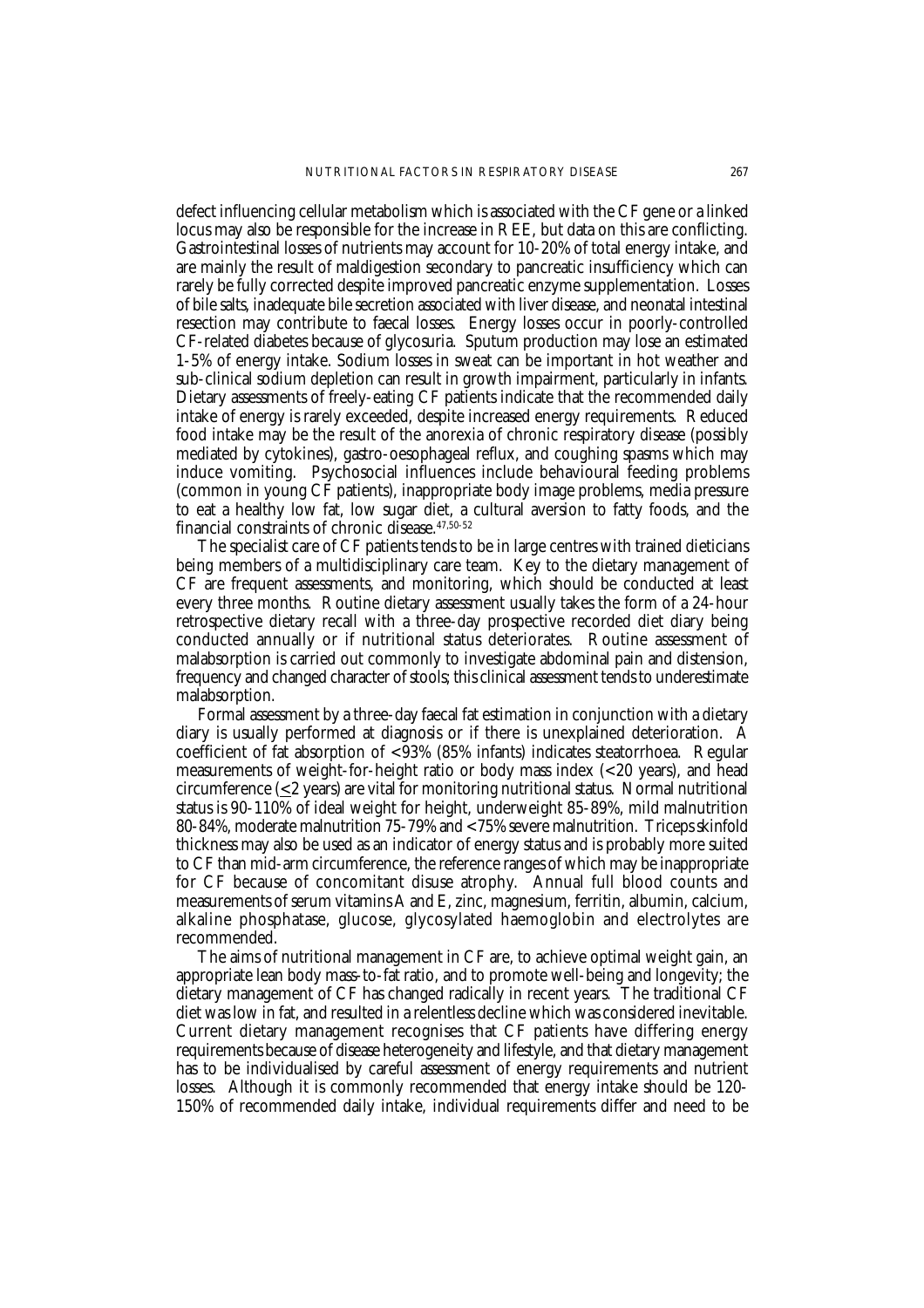defect influencing cellular metabolism which is associated with the CF gene or a linked locus may also be responsible for the increase in REE, but data on this are conflicting. Gastrointestinal losses of nutrients may account for 10-20% of total energy intake, and are mainly the result of maldigestion secondary to pancreatic insufficiency which can rarely be fully corrected despite improved pancreatic enzyme supplementation. Losses of bile salts, inadequate bile secretion associated with liver disease, and neonatal intestinal resection may contribute to faecal losses. Energy losses occur in poorly-controlled CF-related diabetes because of glycosuria. Sputum production may lose an estimated 1-5% of energy intake. Sodium losses in sweat can be important in hot weather and sub-clinical sodium depletion can result in growth impairment, particularly in infants. Dietary assessments of freely-eating CF patients indicate that the recommended daily intake of energy is rarely exceeded, despite increased energy requirements. Reduced food intake may be the result of the anorexia of chronic respiratory disease (possibly mediated by cytokines), gastro-oesophageal reflux, and coughing spasms which may induce vomiting. Psychosocial influences include behavioural feeding problems (common in young CF patients), inappropriate body image problems, media pressure to eat a healthy low fat, low sugar diet, a cultural aversion to fatty foods, and the financial constraints of chronic disease.[47,50-52]

The specialist care of CF patients tends to be in large centres with trained dieticians being members of a multidisciplinary care team. Key to the dietary management of CF are frequent assessments, and monitoring, which should be conducted at least every three months. Routine dietary assessment usually takes the form of a 24-hour retrospective dietary recall with a three-day prospective recorded diet diary being conducted annually or if nutritional status deteriorates. Routine assessment of malabsorption is carried out commonly to investigate abdominal pain and distension, frequency and changed character of stools; this clinical assessment tends to underestimate malabsorption.

Formal assessment by a three-day faecal fat estimation in conjunction with a dietary diary is usually performed at diagnosis or if there is unexplained deterioration. A coefficient of fat absorption of <93% (85% infants) indicates steatorrhoea. Regular measurements of weight-for-height ratio or body mass index (<20 years), and head circumference ($\leq$2 years) are vital for monitoring nutritional status. Normal nutritional status is 90-110% of ideal weight for height, underweight 85-89%, mild malnutrition 80-84%, moderate malnutrition 75-79% and <75% severe malnutrition. Triceps skinfold thickness may also be used as an indicator of energy status and is probably more suited to CF than mid-arm circumference, the reference ranges of which may be inappropriate for CF because of concomitant disuse atrophy. Annual full blood counts and measurements of serum vitamins A and E, zinc, magnesium, ferritin, albumin, calcium, alkaline phosphatase, glucose, glycosylated haemoglobin and electrolytes are recommended.

The aims of nutritional management in CF are, to achieve optimal weight gain, an appropriate lean body mass-to-fat ratio, and to promote well-being and longevity; the dietary management of CF has changed radically in recent years. The traditional CF diet was low in fat, and resulted in a relentless decline which was considered inevitable. Current dietary management recognises that CF patients have differing energy requirements because of disease heterogeneity and lifestyle, and that dietary management has to be individualised by careful assessment of energy requirements and nutrient losses. Although it is commonly recommended that energy intake should be 120-150% of recommended daily intake, individual requirements differ and need to be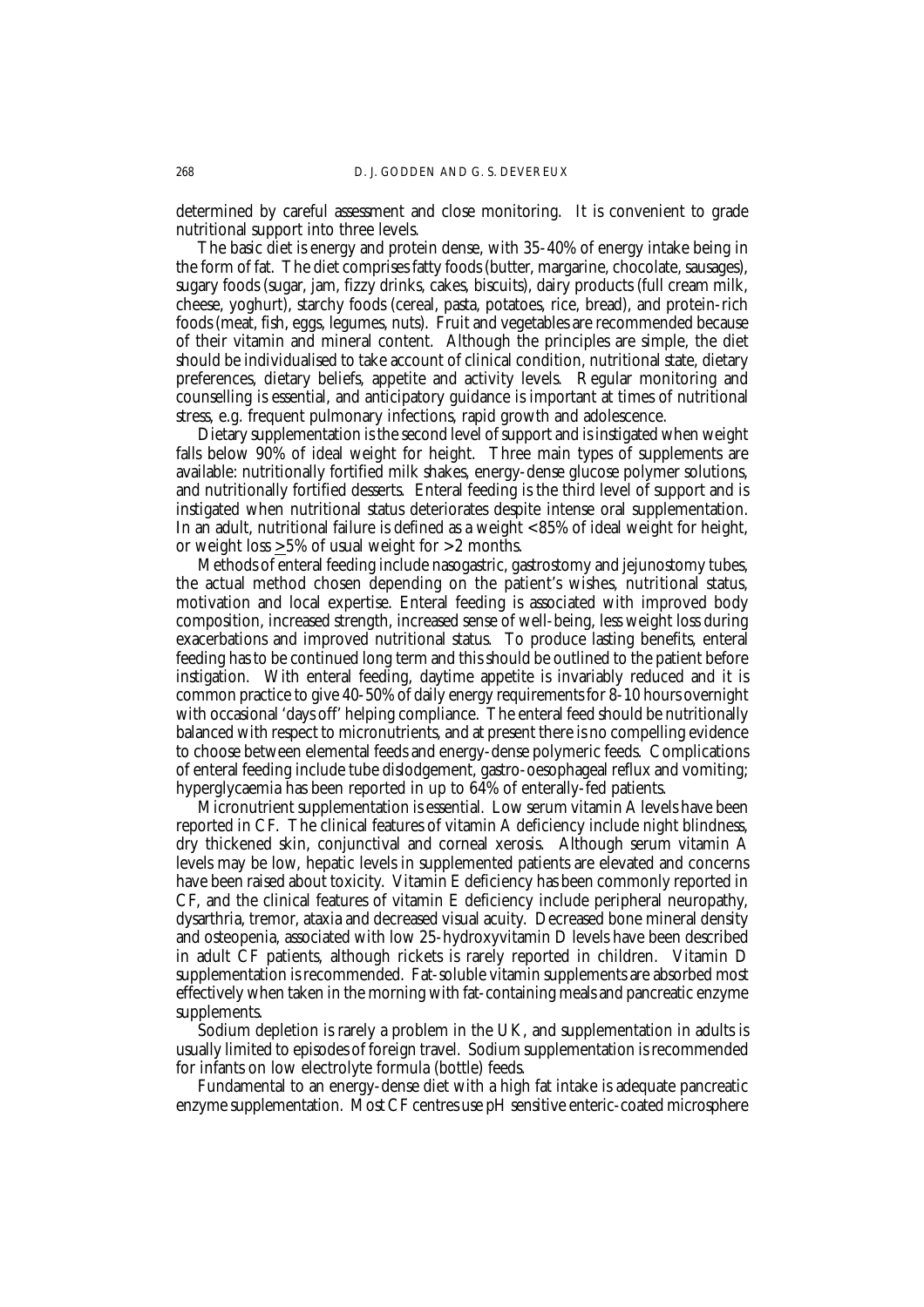determined by careful assessment and close monitoring. It is convenient to grade nutritional support into three levels.

The basic diet is energy and protein dense, with 35-40% of energy intake being in the form of fat. The diet comprises fatty foods (butter, margarine, chocolate, sausages), sugary foods (sugar, jam, fizzy drinks, cakes, biscuits), dairy products (full cream milk, cheese, yoghurt), starchy foods (cereal, pasta, potatoes, rice, bread), and protein-rich foods (meat, fish, eggs, legumes, nuts). Fruit and vegetables are recommended because of their vitamin and mineral content. Although the principles are simple, the diet should be individualised to take account of clinical condition, nutritional state, dietary preferences, dietary beliefs, appetite and activity levels. Regular monitoring and counselling is essential, and anticipatory guidance is important at times of nutritional stress, e.g. frequent pulmonary infections, rapid growth and adolescence.

Dietary supplementation is the second level of support and is instigated when weight falls below 90% of ideal weight for height. Three main types of supplements are available: nutritionally fortified milk shakes, energy-dense glucose polymer solutions, and nutritionally fortified desserts. Enteral feeding is the third level of support and is instigated when nutritional status deteriorates despite intense oral supplementation. In an adult, nutritional failure is defined as a weight <85% of ideal weight for height, or weight loss ≥5% of usual weight for >2 months.

Methods of enteral feeding include nasogastric, gastrostomy and jejunostomy tubes, the actual method chosen depending on the patient's wishes, nutritional status, motivation and local expertise. Enteral feeding is associated with improved body composition, increased strength, increased sense of well-being, less weight loss during exacerbations and improved nutritional status. To produce lasting benefits, enteral feeding has to be continued long term and this should be outlined to the patient before instigation. With enteral feeding, daytime appetite is invariably reduced and it is common practice to give 40-50% of daily energy requirements for 8-10 hours overnight with occasional 'days off' helping compliance. The enteral feed should be nutritionally balanced with respect to micronutrients, and at present there is no compelling evidence to choose between elemental feeds and energy-dense polymeric feeds. Complications of enteral feeding include tube dislodgement, gastro-oesophageal reflux and vomiting; hyperglycaemia has been reported in up to 64% of enterally-fed patients.

Micronutrient supplementation is essential. Low serum vitamin A levels have been reported in CF. The clinical features of vitamin A deficiency include night blindness, dry thickened skin, conjunctival and corneal xerosis. Although serum vitamin A levels may be low, hepatic levels in supplemented patients are elevated and concerns have been raised about toxicity. Vitamin E deficiency has been commonly reported in CF, and the clinical features of vitamin E deficiency include peripheral neuropathy, dysarthria, tremor, ataxia and decreased visual acuity. Decreased bone mineral density and osteopenia, associated with low 25-hydroxyvitamin D levels have been described in adult CF patients, although rickets is rarely reported in children. Vitamin D supplementation is recommended. Fat-soluble vitamin supplements are absorbed most effectively when taken in the morning with fat-containing meals and pancreatic enzyme supplements.

Sodium depletion is rarely a problem in the UK, and supplementation in adults is usually limited to episodes of foreign travel. Sodium supplementation is recommended for infants on low electrolyte formula (bottle) feeds.

Fundamental to an energy-dense diet with a high fat intake is adequate pancreatic enzyme supplementation. Most CF centres use pH sensitive enteric-coated microsphere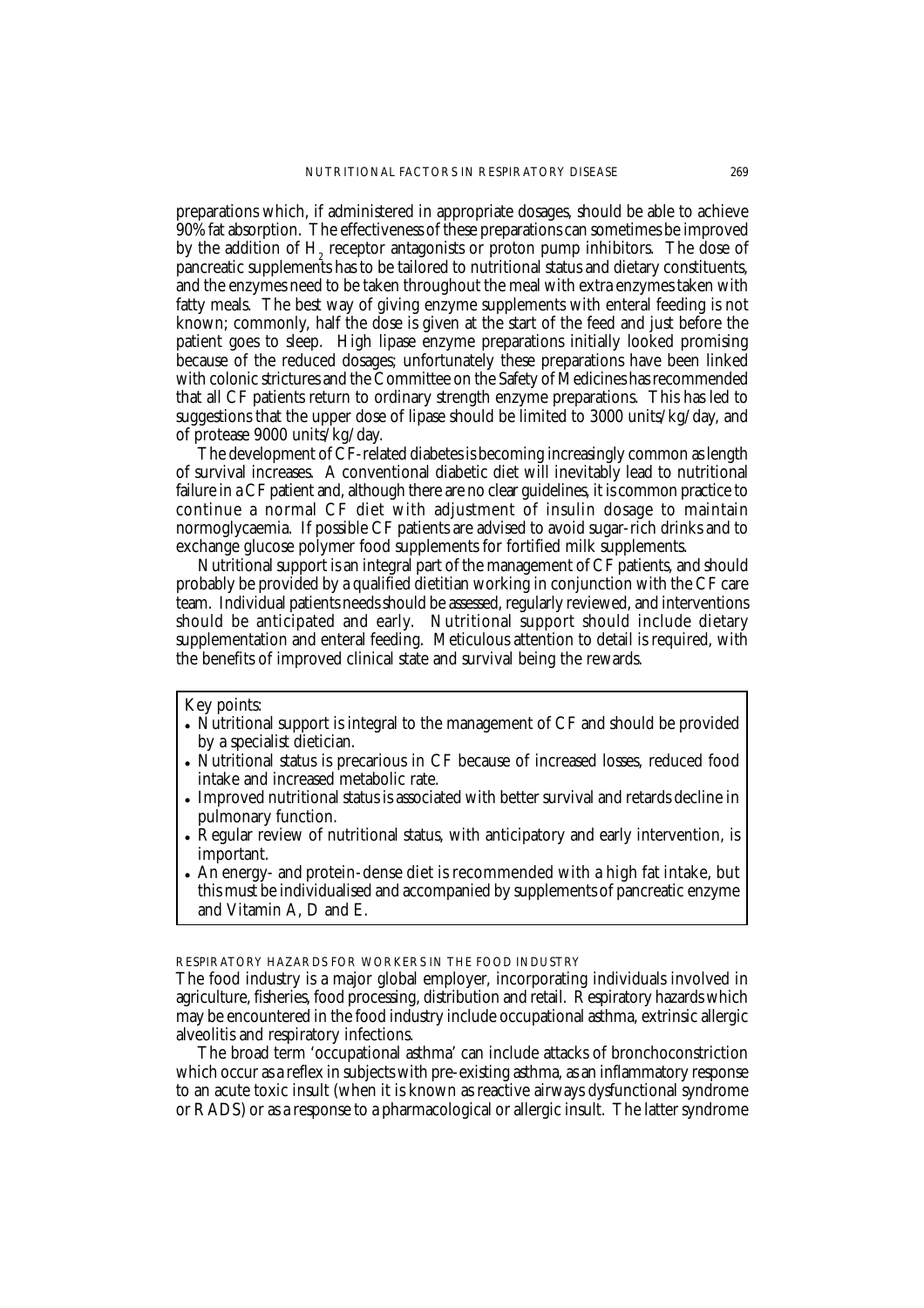preparations which, if administered in appropriate dosages, should be able to achieve 90% fat absorption. The effectiveness of these preparations can sometimes be improved by the addition of $H_2$ receptor antagonists or proton pump inhibitors. The dose of pancreatic supplements has to be tailored to nutritional status and dietary constituents, and the enzymes need to be taken throughout the meal with extra enzymes taken with fatty meals. The best way of giving enzyme supplements with enteral feeding is not known; commonly, half the dose is given at the start of the feed and just before the patient goes to sleep. High lipase enzyme preparations initially looked promising because of the reduced dosages; unfortunately these preparations have been linked with colonic strictures and the Committee on the Safety of Medicines has recommended that all CF patients return to ordinary strength enzyme preparations. This has led to suggestions that the upper dose of lipase should be limited to 3000 units/kg/day, and of protease 9000 units/kg/day.

The development of CF-related diabetes is becoming increasingly common as length of survival increases. A conventional diabetic diet will inevitably lead to nutritional failure in a CF patient and, although there are no clear guidelines, it is common practice to continue a normal CF diet with adjustment of insulin dosage to maintain normoglycaemia. If possible CF patients are advised to avoid sugar-rich drinks and to exchange glucose polymer food supplements for fortified milk supplements.

Nutritional support is an integral part of the management of CF patients, and should probably be provided by a qualified dietitian working in conjunction with the CF care team. Individual patients needs should be assessed, regularly reviewed, and interventions should be anticipated and early. Nutritional support should include dietary supplementation and enteral feeding. Meticulous attention to detail is required, with the benefits of improved clinical state and survival being the rewards.

> Key points:
>
> - Nutritional support is integral to the management of CF and should be provided by a specialist dietician.
> - Nutritional status is precarious in CF because of increased losses, reduced food intake and increased metabolic rate.
> - Improved nutritional status is associated with better survival and retards decline in pulmonary function.
> - Regular review of nutritional status, with anticipatory and early intervention, is important.
> - An energy- and protein-dense diet is recommended with a high fat intake, but this must be individualised and accompanied by supplements of pancreatic enzyme and Vitamin A, D and E.

## RESPIRATORY HAZARDS FOR WORKERS IN THE FOOD INDUSTRY

The food industry is a major global employer, incorporating individuals involved in agriculture, fisheries, food processing, distribution and retail. Respiratory hazards which may be encountered in the food industry include occupational asthma, extrinsic allergic alveolitis and respiratory infections.

The broad term 'occupational asthma' can include attacks of bronchoconstriction which occur as a reflex in subjects with pre-existing asthma, as an inflammatory response to an acute toxic insult (when it is known as reactive airways dysfunctional syndrome or RADS) or as a response to a pharmacological or allergic insult. The latter syndrome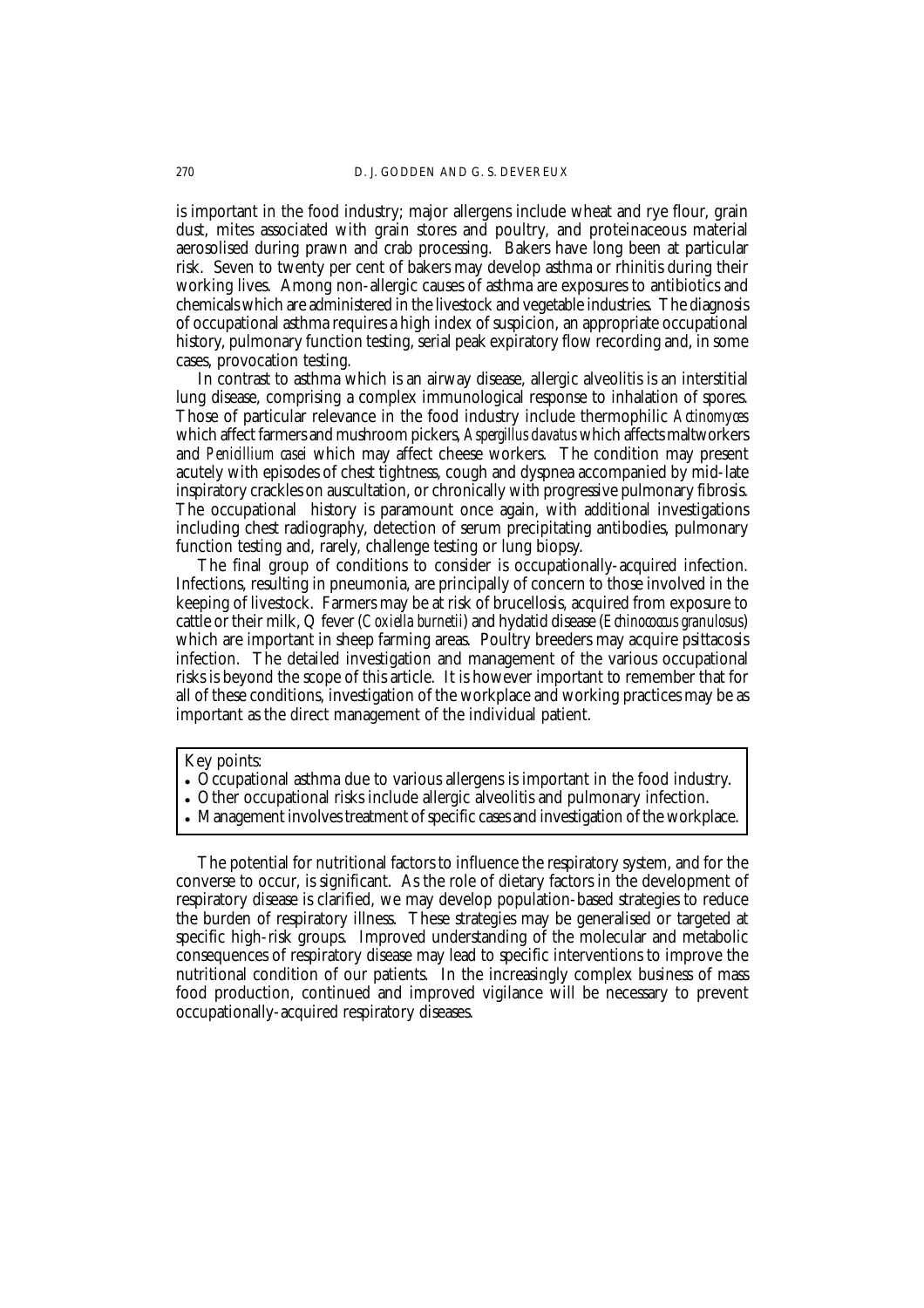is important in the food industry; major allergens include wheat and rye flour, grain dust, mites associated with grain stores and poultry, and proteinaceous material aerosolised during prawn and crab processing. Bakers have long been at particular risk. Seven to twenty per cent of bakers may develop asthma or rhinitis during their working lives. Among non-allergic causes of asthma are exposures to antibiotics and chemicals which are administered in the livestock and vegetable industries. The diagnosis of occupational asthma requires a high index of suspicion, an appropriate occupational history, pulmonary function testing, serial peak expiratory flow recording and, in some cases, provocation testing.

In contrast to asthma which is an airway disease, allergic alveolitis is an interstitial lung disease, comprising a complex immunological response to inhalation of spores. Those of particular relevance in the food industry include thermophilic *Actinomyces* which affect farmers and mushroom pickers, *Aspergillus clavatus* which affects maltworkers and *Penicillium casei* which may affect cheese workers. The condition may present acutely with episodes of chest tightness, cough and dyspnea accompanied by mid-late inspiratory crackles on auscultation, or chronically with progressive pulmonary fibrosis. The occupational history is paramount once again, with additional investigations including chest radiography, detection of serum precipitating antibodies, pulmonary function testing and, rarely, challenge testing or lung biopsy.

The final group of conditions to consider is occupationally-acquired infection. Infections, resulting in pneumonia, are principally of concern to those involved in the keeping of livestock. Farmers may be at risk of brucellosis, acquired from exposure to cattle or their milk, Q fever (*Coxiella burnetii*) and hydatid disease (*Echinococcus granulosus*) which are important in sheep farming areas. Poultry breeders may acquire psittacosis infection. The detailed investigation and management of the various occupational risks is beyond the scope of this article. It is however important to remember that for all of these conditions, investigation of the workplace and working practices may be as important as the direct management of the individual patient.

Key points:

- Occupational asthma due to various allergens is important in the food industry.
- Other occupational risks include allergic alveolitis and pulmonary infection.
- Management involves treatment of specific cases and investigation of the workplace.

The potential for nutritional factors to influence the respiratory system, and for the converse to occur, is significant. As the role of dietary factors in the development of respiratory disease is clarified, we may develop population-based strategies to reduce the burden of respiratory illness. These strategies may be generalised or targeted at specific high-risk groups. Improved understanding of the molecular and metabolic consequences of respiratory disease may lead to specific interventions to improve the nutritional condition of our patients. In the increasingly complex business of mass food production, continued and improved vigilance will be necessary to prevent occupationally-acquired respiratory diseases.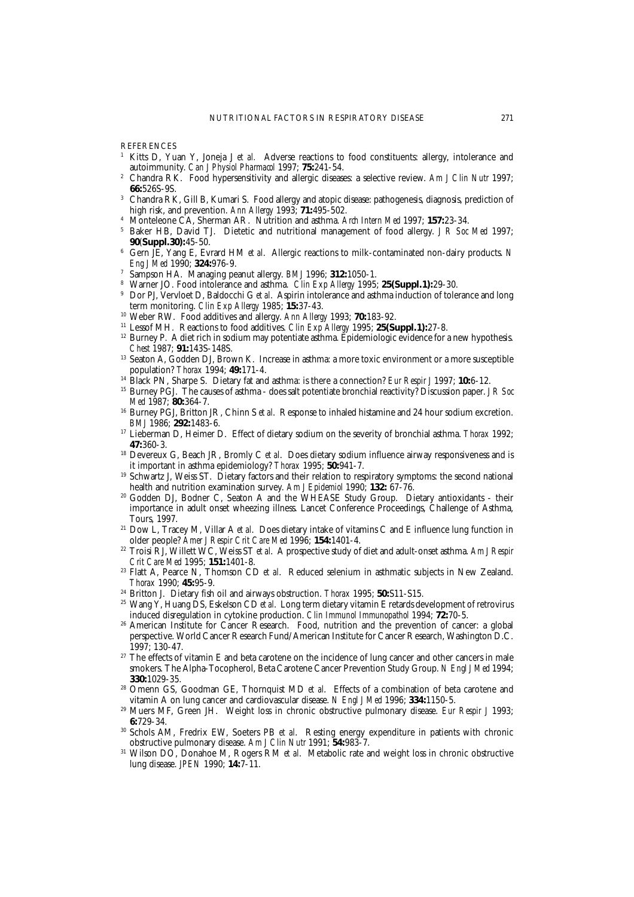REFERENCES

1. Kitts D, Yuan Y, Joneja J *et al*. Adverse reactions to food constituents: allergy, intolerance and autoimmunity. *Can J Physiol Pharmacol* 1997; **75:**241-54.
2. Chandra RK. Food hypersensitivity and allergic diseases: a selective review. *Am J Clin Nutr* 1997; **66:**526S-9S.
3. Chandra RK, Gill B, Kumari S. Food allergy and atopic disease: pathogenesis, diagnosis, prediction of high risk, and prevention. *Ann Allergy* 1993; **71:**495-502.
4. Monteleone CA, Sherman AR. Nutrition and asthma. *Arch Intern Med* 1997; **157:**23-34.
5. Baker HB, David TJ. Dietetic and nutritional management of food allergy. *J R Soc Med* 1997; **90(Suppl.30):**45-50.
6. Gern JE, Yang E, Evrard HM *et al*. Allergic reactions to milk-contaminated non-dairy products. *N Eng J Med* 1990; **324:**976-9.
7. Sampson HA. Managing peanut allergy. *BMJ* 1996; **312:**1050-1.
8. Warner JO. Food intolerance and asthma. *Clin Exp Allergy* 1995; **25(Suppl.1):**29-30.
9. Dor PJ, Vervloet D, Baldocchi G *et al*. Aspirin intolerance and asthma induction of tolerance and long term monitoring. *Clin Exp Allergy* 1985; **15:**37-43.
10. Weber RW. Food additives and allergy. *Ann Allergy* 1993; **70:**183-92.
11. Lessof MH. Reactions to food additives. *Clin Exp Allergy* 1995; **25(Suppl.1):**27-8.
12. Burney P. A diet rich in sodium may potentiate asthma. Epidemiologic evidence for a new hypothesis. *Chest* 1987; **91:**143S-148S.
13. Seaton A, Godden DJ, Brown K. Increase in asthma: a more toxic environment or a more susceptible population? *Thorax* 1994; **49:**171-4.
14. Black PN, Sharpe S. Dietary fat and asthma: is there a connection? *Eur Respir J* 1997; **10:**6-12.
15. Burney PGJ. The causes of asthma - does salt potentiate bronchial reactivity? Discussion paper. *J R Soc Med* 1987; **80:**364-7.
16. Burney PGJ, Britton JR, Chinn S *et al*. Response to inhaled histamine and 24 hour sodium excretion. *BMJ* 1986; **292:**1483-6.
17. Lieberman D, Heimer D. Effect of dietary sodium on the severity of bronchial asthma. *Thorax* 1992; **47:**360-3.
18. Devereux G, Beach JR, Bromly C *et al*. Does dietary sodium influence airway responsiveness and is it important in asthma epidemiology? *Thorax* 1995; **50:**941-7.
19. Schwartz J, Weiss ST. Dietary factors and their relation to respiratory symptoms: the second national health and nutrition examination survey. *Am J Epidemiol* 1990; **132:** 67-76.
20. Godden DJ, Bodner C, Seaton A and the WHEASE Study Group. Dietary antioxidants - their importance in adult onset wheezing illness. Lancet Conference Proceedings, Challenge of Asthma, Tours, 1997.
21. Dow L, Tracey M, Villar A *et al*. Does dietary intake of vitamins C and E influence lung function in older people? *Amer J Respir Crit Care Med* 1996; **154:**1401-4.
22. Troisi RJ, Willett WC, Weiss ST *et al*. A prospective study of diet and adult-onset asthma. *Am J Respir Crit Care Med* 1995; **151:**1401-8.
23. Flatt A, Pearce N, Thomson CD *et al*. Reduced selenium in asthmatic subjects in New Zealand. *Thorax* 1990; **45:**95-9.
24. Britton J. Dietary fish oil and airways obstruction. *Thorax* 1995; **50:**S11-S15.
25. Wang Y, Huang DS, Eskelson CD *et al*. Long term dietary vitamin E retards development of retrovirus induced disregulation in cytokine production. *Clin Immunol Immunopathol* 1994; **72:**70-5.
26. American Institute for Cancer Research. Food, nutrition and the prevention of cancer: a global perspective. World Cancer Research Fund/American Institute for Cancer Research, Washington D.C. 1997; 130-47.
27. The effects of vitamin E and beta carotene on the incidence of lung cancer and other cancers in male smokers. The Alpha-Tocopherol, Beta Carotene Cancer Prevention Study Group. *N Engl J Med* 1994; **330:**1029-35.
28. Omenn GS, Goodman GE, Thornquist MD *et al*. Effects of a combination of beta carotene and vitamin A on lung cancer and cardiovascular disease. *N Engl J Med* 1996; **334:**1150-5.
29. Muers MF, Green JH. Weight loss in chronic obstructive pulmonary disease. *Eur Respir J* 1993; **6:**729-34.
30. Schols AM, Fredrix EW, Soeters PB *et al*. Resting energy expenditure in patients with chronic obstructive pulmonary disease. *Am J Clin Nutr* 1991; **54:**983-7.
31. Wilson DO, Donahoe M, Rogers RM *et al*. Metabolic rate and weight loss in chronic obstructive lung disease. *JPEN* 1990; **14:**7-11.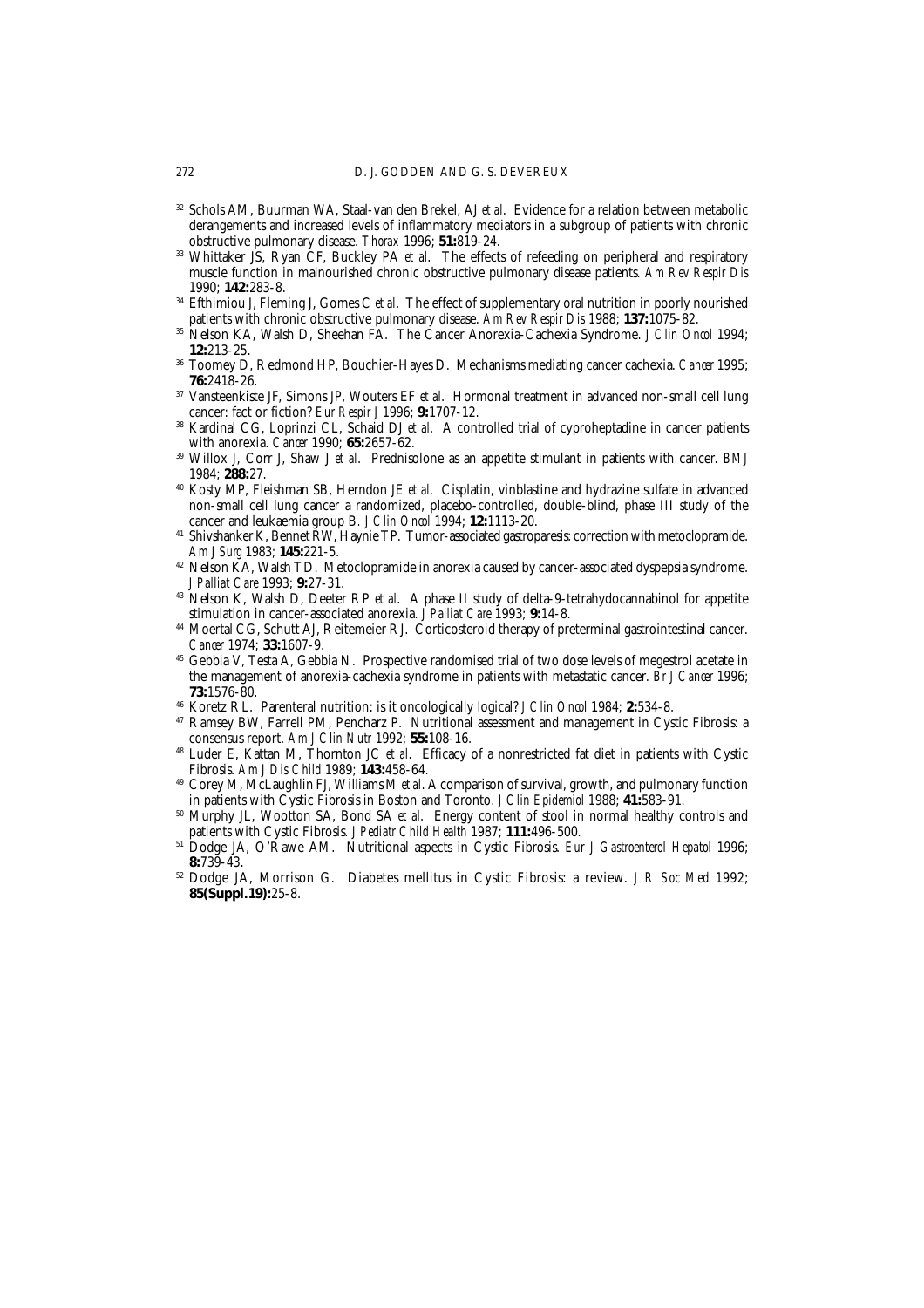32. Schols AM, Buurman WA, Staal-van den Brekel, AJ *et al*. Evidence for a relation between metabolic derangements and increased levels of inflammatory mediators in a subgroup of patients with chronic obstructive pulmonary disease. *Thorax* 1996; **51:**819-24.
33. Whittaker JS, Ryan CF, Buckley PA *et al*. The effects of refeeding on peripheral and respiratory muscle function in malnourished chronic obstructive pulmonary disease patients. *Am Rev Respir Dis* 1990; **142:**283-8.
34. Efthimiou J, Fleming J, Gomes C *et al*. The effect of supplementary oral nutrition in poorly nourished patients with chronic obstructive pulmonary disease. *Am Rev Respir Dis* 1988; **137:**1075-82.
35. Nelson KA, Walsh D, Sheehan FA. The Cancer Anorexia-Cachexia Syndrome. *J Clin Oncol* 1994; **12:**213-25.
36. Toomey D, Redmond HP, Bouchier-Hayes D. Mechanisms mediating cancer cachexia. *Cancer* 1995; **76:**2418-26.
37. Vansteenkiste JF, Simons JP, Wouters EF *et al*. Hormonal treatment in advanced non-small cell lung cancer: fact or fiction? *Eur Respir J* 1996; **9:**1707-12.
38. Kardinal CG, Loprinzi CL, Schaid DJ *et al*. A controlled trial of cyproheptadine in cancer patients with anorexia. *Cancer* 1990; **65:**2657-62.
39. Willox J, Corr J, Shaw J *et al*. Prednisolone as an appetite stimulant in patients with cancer. *BMJ* 1984; **288:**27.
40. Kosty MP, Fleishman SB, Herndon JE *et al*. Cisplatin, vinblastine and hydrazine sulfate in advanced non-small cell lung cancer a randomized, placebo-controlled, double-blind, phase III study of the cancer and leukaemia group B. *J Clin Oncol* 1994; **12:**1113-20.
41. Shivshanker K, Bennet RW, Haynie TP. Tumor-associated gastroparesis: correction with metoclopramide. *Am J Surg* 1983; **145:**221-5.
42. Nelson KA, Walsh TD. Metoclopramide in anorexia caused by cancer-associated dyspepsia syndrome. *J Palliat Care* 1993; **9:**27-31.
43. Nelson K, Walsh D, Deeter RP *et al*. A phase II study of delta-9-tetrahydocannabinol for appetite stimulation in cancer-associated anorexia. *J Palliat Care* 1993; **9:**14-8.
44. Moertal CG, Schutt AJ, Reitemeier RJ. Corticosteroid therapy of preterminal gastrointestinal cancer. *Cancer* 1974; **33:**1607-9.
45. Gebbia V, Testa A, Gebbia N. Prospective randomised trial of two dose levels of megestrol acetate in the management of anorexia-cachexia syndrome in patients with metastatic cancer. *Br J Cancer* 1996; **73:**1576-80.
46. Koretz RL. Parenteral nutrition: is it oncologically logical? *J Clin Oncol* 1984; **2:**534-8.
47. Ramsey BW, Farrell PM, Pencharz P. Nutritional assessment and management in Cystic Fibrosis: a consensus report. *Am J Clin Nutr* 1992; **55:**108-16.
48. Luder E, Kattan M, Thornton JC *et al*. Efficacy of a nonrestricted fat diet in patients with Cystic Fibrosis. *Am J Dis Child* 1989; **143:**458-64.
49. Corey M, McLaughlin FJ, Williams M *et al*. A comparison of survival, growth, and pulmonary function in patients with Cystic Fibrosis in Boston and Toronto. *J Clin Epidemiol* 1988; **41:**583-91.
50. Murphy JL, Wootton SA, Bond SA *et al*. Energy content of stool in normal healthy controls and patients with Cystic Fibrosis. *J Pediatr Child Health* 1987; **111:**496-500.
51. Dodge JA, O'Rawe AM. Nutritional aspects in Cystic Fibrosis. *Eur J Gastroenterol Hepatol* 1996; **8:**739-43.
52. Dodge JA, Morrison G. Diabetes mellitus in Cystic Fibrosis: a review. *J R Soc Med* 1992; **85(Suppl.19):**25-8.